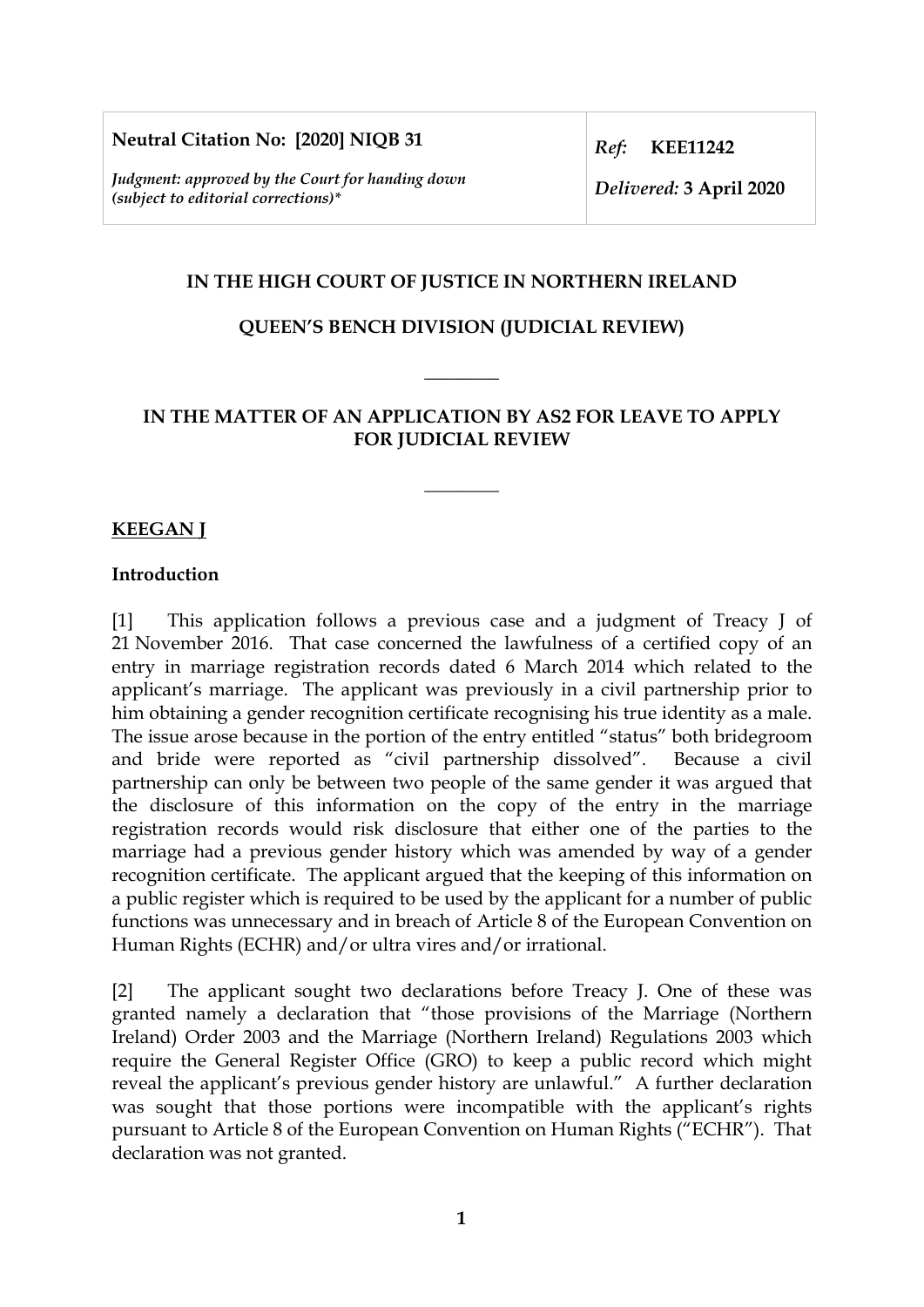| **Neutral Citation No: [2020] NIQB 31**<br><br>*Judgment: approved by the Court for handing down (subject to editorial corrections)\** | *Ref:* **KEE11242**<br><br>*Delivered:* **3 April 2020** |
|---|---|

**IN THE HIGH COURT OF JUSTICE IN NORTHERN IRELAND**

**QUEEN'S BENCH DIVISION (JUDICIAL REVIEW)**

________

**IN THE MATTER OF AN APPLICATION BY AS2 FOR LEAVE TO APPLY FOR JUDICIAL REVIEW**

________

**KEEGAN J**

**Introduction**

[1] This application follows a previous case and a judgment of Treacy J of 21 November 2016. That case concerned the lawfulness of a certified copy of an entry in marriage registration records dated 6 March 2014 which related to the applicant's marriage. The applicant was previously in a civil partnership prior to him obtaining a gender recognition certificate recognising his true identity as a male. The issue arose because in the portion of the entry entitled "status" both bridegroom and bride were reported as "civil partnership dissolved". Because a civil partnership can only be between two people of the same gender it was argued that the disclosure of this information on the copy of the entry in the marriage registration records would risk disclosure that either one of the parties to the marriage had a previous gender history which was amended by way of a gender recognition certificate. The applicant argued that the keeping of this information on a public register which is required to be used by the applicant for a number of public functions was unnecessary and in breach of Article 8 of the European Convention on Human Rights (ECHR) and/or ultra vires and/or irrational.

[2] The applicant sought two declarations before Treacy J. One of these was granted namely a declaration that "those provisions of the Marriage (Northern Ireland) Order 2003 and the Marriage (Northern Ireland) Regulations 2003 which require the General Register Office (GRO) to keep a public record which might reveal the applicant's previous gender history are unlawful." A further declaration was sought that those portions were incompatible with the applicant's rights pursuant to Article 8 of the European Convention on Human Rights ("ECHR"). That declaration was not granted.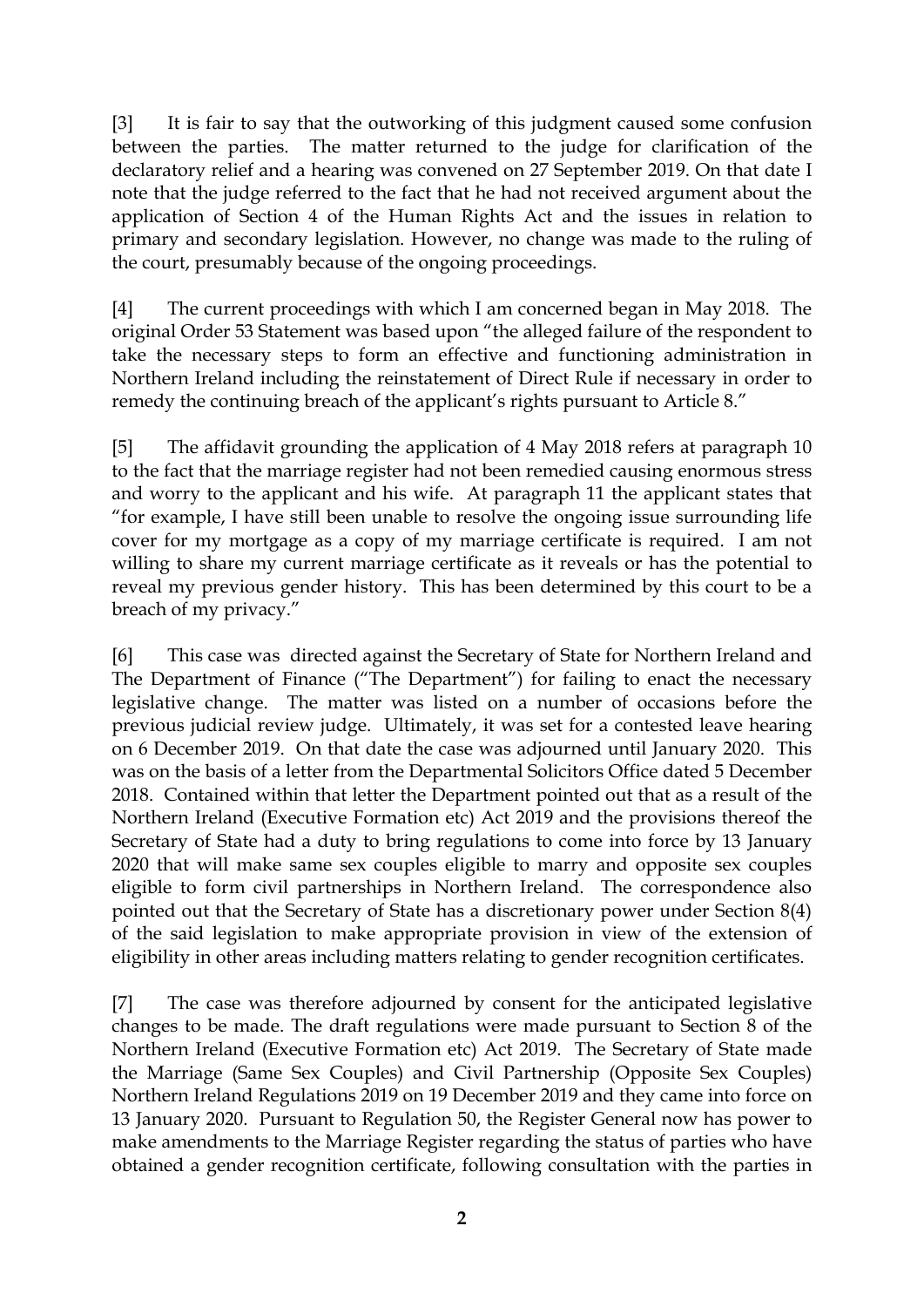[3] It is fair to say that the outworking of this judgment caused some confusion between the parties. The matter returned to the judge for clarification of the declaratory relief and a hearing was convened on 27 September 2019. On that date I note that the judge referred to the fact that he had not received argument about the application of Section 4 of the Human Rights Act and the issues in relation to primary and secondary legislation. However, no change was made to the ruling of the court, presumably because of the ongoing proceedings.

[4] The current proceedings with which I am concerned began in May 2018. The original Order 53 Statement was based upon "the alleged failure of the respondent to take the necessary steps to form an effective and functioning administration in Northern Ireland including the reinstatement of Direct Rule if necessary in order to remedy the continuing breach of the applicant's rights pursuant to Article 8."

[5] The affidavit grounding the application of 4 May 2018 refers at paragraph 10 to the fact that the marriage register had not been remedied causing enormous stress and worry to the applicant and his wife. At paragraph 11 the applicant states that "for example, I have still been unable to resolve the ongoing issue surrounding life cover for my mortgage as a copy of my marriage certificate is required. I am not willing to share my current marriage certificate as it reveals or has the potential to reveal my previous gender history. This has been determined by this court to be a breach of my privacy."

[6] This case was directed against the Secretary of State for Northern Ireland and The Department of Finance ("The Department") for failing to enact the necessary legislative change. The matter was listed on a number of occasions before the previous judicial review judge. Ultimately, it was set for a contested leave hearing on 6 December 2019. On that date the case was adjourned until January 2020. This was on the basis of a letter from the Departmental Solicitors Office dated 5 December 2018. Contained within that letter the Department pointed out that as a result of the Northern Ireland (Executive Formation etc) Act 2019 and the provisions thereof the Secretary of State had a duty to bring regulations to come into force by 13 January 2020 that will make same sex couples eligible to marry and opposite sex couples eligible to form civil partnerships in Northern Ireland. The correspondence also pointed out that the Secretary of State has a discretionary power under Section 8(4) of the said legislation to make appropriate provision in view of the extension of eligibility in other areas including matters relating to gender recognition certificates.

[7] The case was therefore adjourned by consent for the anticipated legislative changes to be made. The draft regulations were made pursuant to Section 8 of the Northern Ireland (Executive Formation etc) Act 2019. The Secretary of State made the Marriage (Same Sex Couples) and Civil Partnership (Opposite Sex Couples) Northern Ireland Regulations 2019 on 19 December 2019 and they came into force on 13 January 2020. Pursuant to Regulation 50, the Register General now has power to make amendments to the Marriage Register regarding the status of parties who have obtained a gender recognition certificate, following consultation with the parties in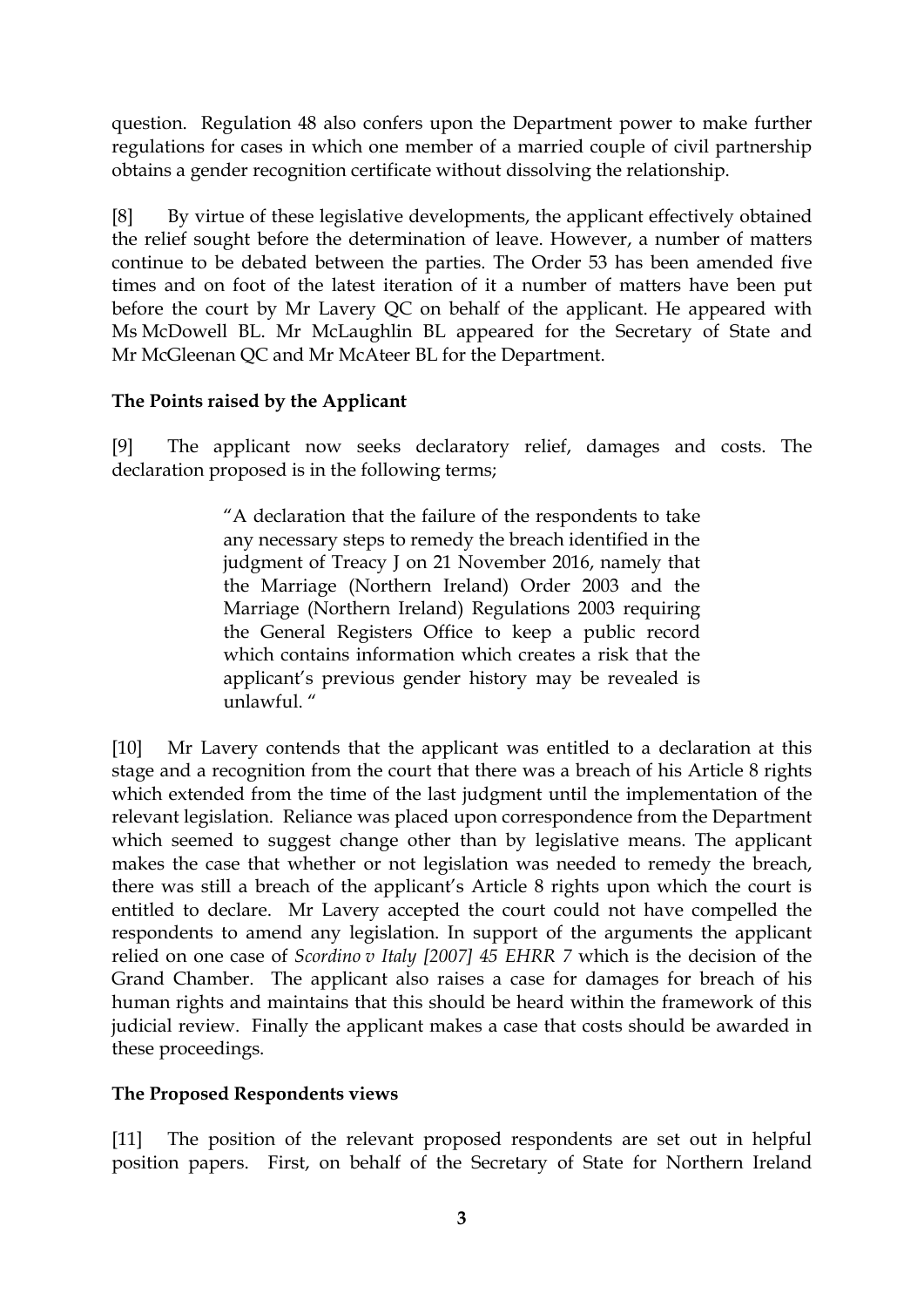question. Regulation 48 also confers upon the Department power to make further regulations for cases in which one member of a married couple of civil partnership obtains a gender recognition certificate without dissolving the relationship.

[8] By virtue of these legislative developments, the applicant effectively obtained the relief sought before the determination of leave. However, a number of matters continue to be debated between the parties. The Order 53 has been amended five times and on foot of the latest iteration of it a number of matters have been put before the court by Mr Lavery QC on behalf of the applicant. He appeared with Ms McDowell BL. Mr McLaughlin BL appeared for the Secretary of State and Mr McGleenan QC and Mr McAteer BL for the Department.

**The Points raised by the Applicant**

[9] The applicant now seeks declaratory relief, damages and costs. The declaration proposed is in the following terms;

> "A declaration that the failure of the respondents to take any necessary steps to remedy the breach identified in the judgment of Treacy J on 21 November 2016, namely that the Marriage (Northern Ireland) Order 2003 and the Marriage (Northern Ireland) Regulations 2003 requiring the General Registers Office to keep a public record which contains information which creates a risk that the applicant's previous gender history may be revealed is unlawful. "

[10] Mr Lavery contends that the applicant was entitled to a declaration at this stage and a recognition from the court that there was a breach of his Article 8 rights which extended from the time of the last judgment until the implementation of the relevant legislation. Reliance was placed upon correspondence from the Department which seemed to suggest change other than by legislative means. The applicant makes the case that whether or not legislation was needed to remedy the breach, there was still a breach of the applicant's Article 8 rights upon which the court is entitled to declare. Mr Lavery accepted the court could not have compelled the respondents to amend any legislation. In support of the arguments the applicant relied on one case of *Scordino v Italy [2007] 45 EHRR 7* which is the decision of the Grand Chamber. The applicant also raises a case for damages for breach of his human rights and maintains that this should be heard within the framework of this judicial review. Finally the applicant makes a case that costs should be awarded in these proceedings.

**The Proposed Respondents views**

[11] The position of the relevant proposed respondents are set out in helpful position papers. First, on behalf of the Secretary of State for Northern Ireland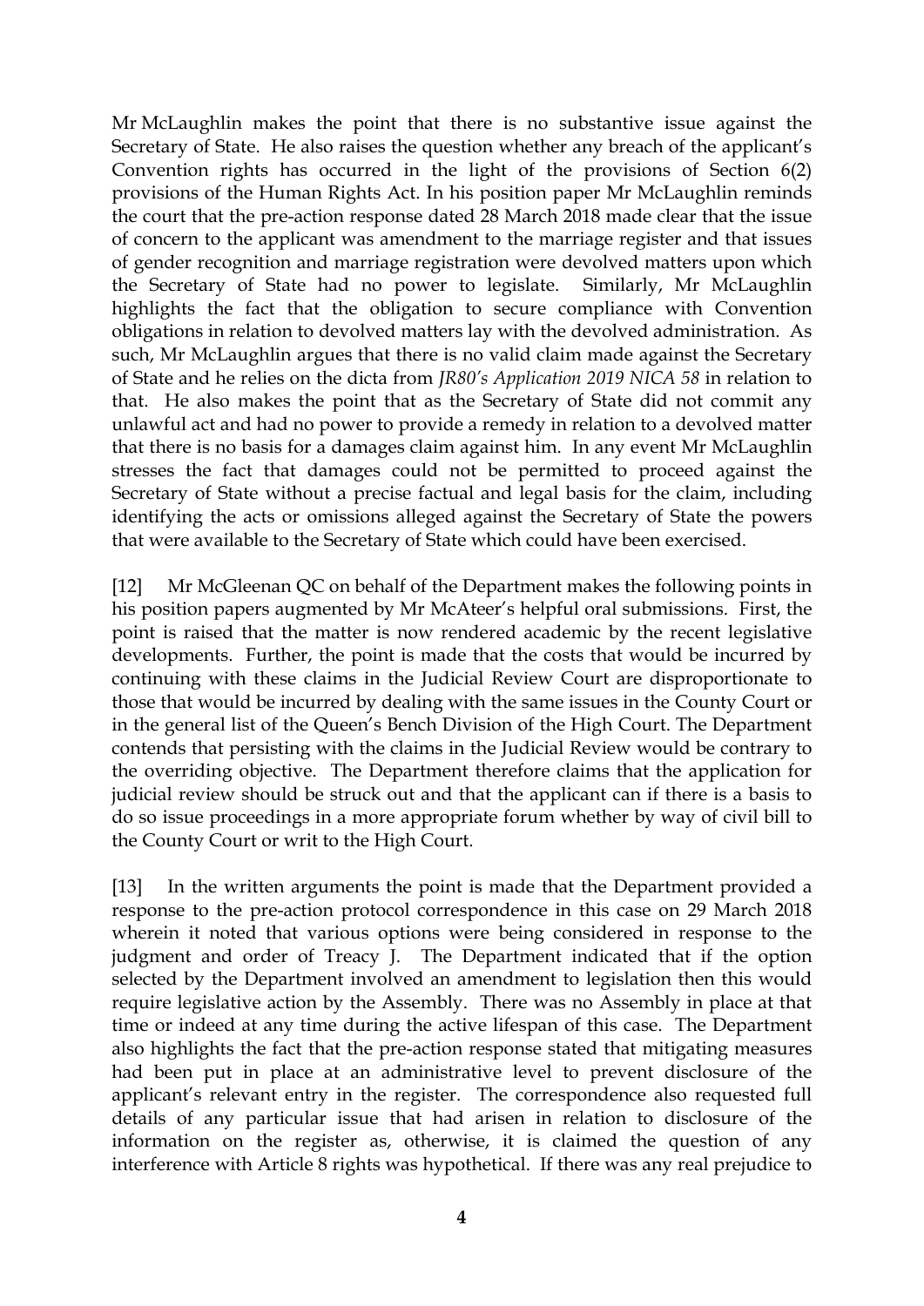Mr McLaughlin makes the point that there is no substantive issue against the Secretary of State. He also raises the question whether any breach of the applicant's Convention rights has occurred in the light of the provisions of Section 6(2) provisions of the Human Rights Act. In his position paper Mr McLaughlin reminds the court that the pre-action response dated 28 March 2018 made clear that the issue of concern to the applicant was amendment to the marriage register and that issues of gender recognition and marriage registration were devolved matters upon which the Secretary of State had no power to legislate. Similarly, Mr McLaughlin highlights the fact that the obligation to secure compliance with Convention obligations in relation to devolved matters lay with the devolved administration. As such, Mr McLaughlin argues that there is no valid claim made against the Secretary of State and he relies on the dicta from *JR80's Application 2019 NICA 58* in relation to that. He also makes the point that as the Secretary of State did not commit any unlawful act and had no power to provide a remedy in relation to a devolved matter that there is no basis for a damages claim against him. In any event Mr McLaughlin stresses the fact that damages could not be permitted to proceed against the Secretary of State without a precise factual and legal basis for the claim, including identifying the acts or omissions alleged against the Secretary of State the powers that were available to the Secretary of State which could have been exercised.

[12] Mr McGleenan QC on behalf of the Department makes the following points in his position papers augmented by Mr McAteer's helpful oral submissions. First, the point is raised that the matter is now rendered academic by the recent legislative developments. Further, the point is made that the costs that would be incurred by continuing with these claims in the Judicial Review Court are disproportionate to those that would be incurred by dealing with the same issues in the County Court or in the general list of the Queen's Bench Division of the High Court. The Department contends that persisting with the claims in the Judicial Review would be contrary to the overriding objective. The Department therefore claims that the application for judicial review should be struck out and that the applicant can if there is a basis to do so issue proceedings in a more appropriate forum whether by way of civil bill to the County Court or writ to the High Court.

[13] In the written arguments the point is made that the Department provided a response to the pre-action protocol correspondence in this case on 29 March 2018 wherein it noted that various options were being considered in response to the judgment and order of Treacy J. The Department indicated that if the option selected by the Department involved an amendment to legislation then this would require legislative action by the Assembly. There was no Assembly in place at that time or indeed at any time during the active lifespan of this case. The Department also highlights the fact that the pre-action response stated that mitigating measures had been put in place at an administrative level to prevent disclosure of the applicant's relevant entry in the register. The correspondence also requested full details of any particular issue that had arisen in relation to disclosure of the information on the register as, otherwise, it is claimed the question of any interference with Article 8 rights was hypothetical. If there was any real prejudice to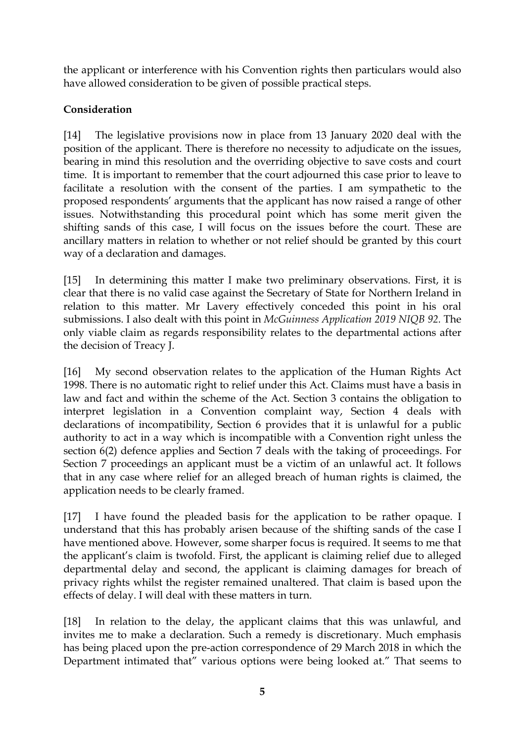the applicant or interference with his Convention rights then particulars would also have allowed consideration to be given of possible practical steps.

**Consideration**

[14] The legislative provisions now in place from 13 January 2020 deal with the position of the applicant. There is therefore no necessity to adjudicate on the issues, bearing in mind this resolution and the overriding objective to save costs and court time. It is important to remember that the court adjourned this case prior to leave to facilitate a resolution with the consent of the parties. I am sympathetic to the proposed respondents' arguments that the applicant has now raised a range of other issues. Notwithstanding this procedural point which has some merit given the shifting sands of this case, I will focus on the issues before the court. These are ancillary matters in relation to whether or not relief should be granted by this court way of a declaration and damages.

[15] In determining this matter I make two preliminary observations. First, it is clear that there is no valid case against the Secretary of State for Northern Ireland in relation to this matter. Mr Lavery effectively conceded this point in his oral submissions. I also dealt with this point in *McGuinness Application 2019 NIQB 92*. The only viable claim as regards responsibility relates to the departmental actions after the decision of Treacy J.

[16] My second observation relates to the application of the Human Rights Act 1998. There is no automatic right to relief under this Act. Claims must have a basis in law and fact and within the scheme of the Act. Section 3 contains the obligation to interpret legislation in a Convention complaint way, Section 4 deals with declarations of incompatibility, Section 6 provides that it is unlawful for a public authority to act in a way which is incompatible with a Convention right unless the section 6(2) defence applies and Section 7 deals with the taking of proceedings. For Section 7 proceedings an applicant must be a victim of an unlawful act. It follows that in any case where relief for an alleged breach of human rights is claimed, the application needs to be clearly framed.

[17] I have found the pleaded basis for the application to be rather opaque. I understand that this has probably arisen because of the shifting sands of the case I have mentioned above. However, some sharper focus is required. It seems to me that the applicant's claim is twofold. First, the applicant is claiming relief due to alleged departmental delay and second, the applicant is claiming damages for breach of privacy rights whilst the register remained unaltered. That claim is based upon the effects of delay. I will deal with these matters in turn.

[18] In relation to the delay, the applicant claims that this was unlawful, and invites me to make a declaration. Such a remedy is discretionary. Much emphasis has being placed upon the pre-action correspondence of 29 March 2018 in which the Department intimated that" various options were being looked at." That seems to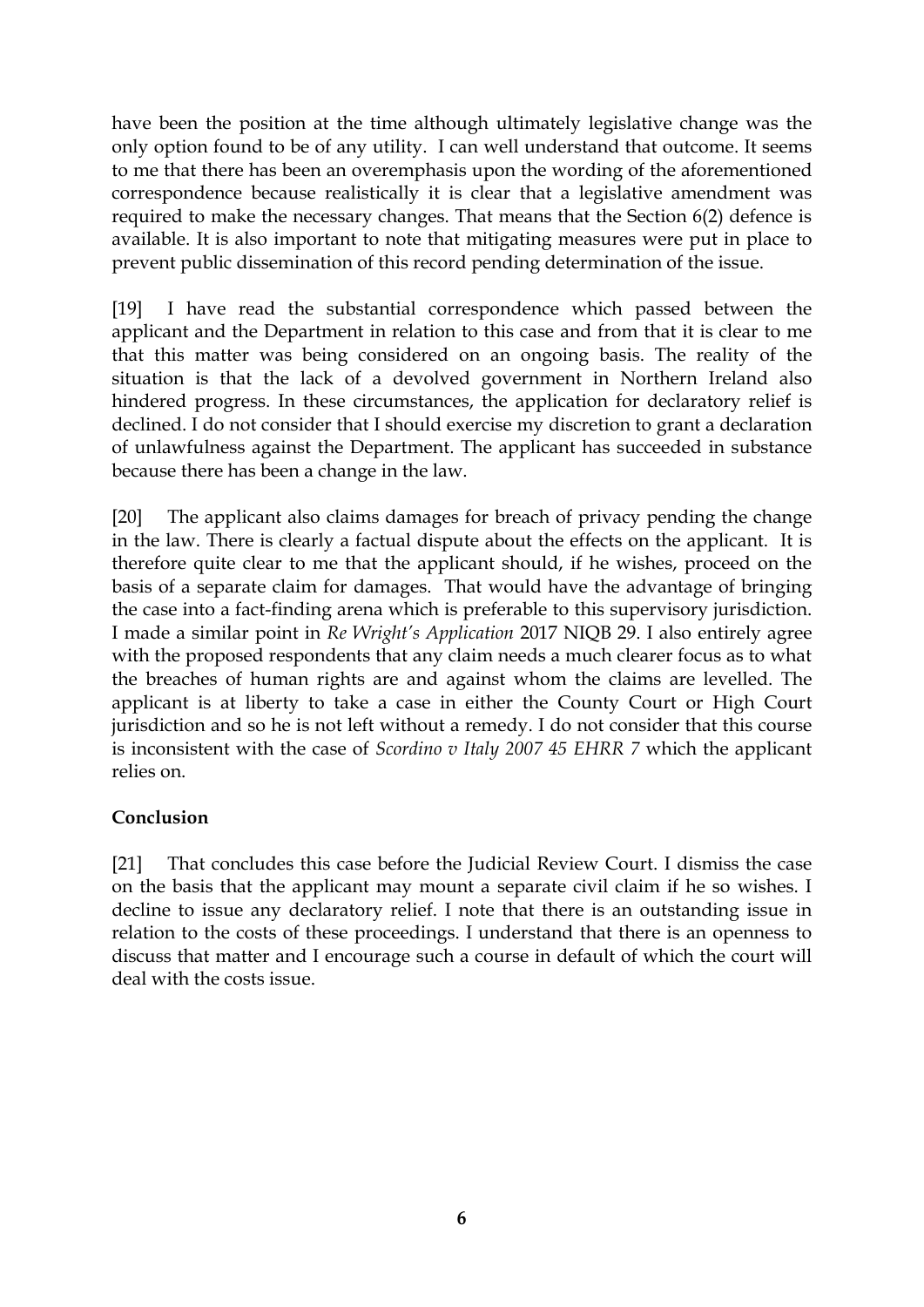have been the position at the time although ultimately legislative change was the only option found to be of any utility. I can well understand that outcome. It seems to me that there has been an overemphasis upon the wording of the aforementioned correspondence because realistically it is clear that a legislative amendment was required to make the necessary changes. That means that the Section 6(2) defence is available. It is also important to note that mitigating measures were put in place to prevent public dissemination of this record pending determination of the issue.

[19] I have read the substantial correspondence which passed between the applicant and the Department in relation to this case and from that it is clear to me that this matter was being considered on an ongoing basis. The reality of the situation is that the lack of a devolved government in Northern Ireland also hindered progress. In these circumstances, the application for declaratory relief is declined. I do not consider that I should exercise my discretion to grant a declaration of unlawfulness against the Department. The applicant has succeeded in substance because there has been a change in the law.

[20] The applicant also claims damages for breach of privacy pending the change in the law. There is clearly a factual dispute about the effects on the applicant. It is therefore quite clear to me that the applicant should, if he wishes, proceed on the basis of a separate claim for damages. That would have the advantage of bringing the case into a fact-finding arena which is preferable to this supervisory jurisdiction. I made a similar point in *Re Wright's Application* 2017 NIQB 29. I also entirely agree with the proposed respondents that any claim needs a much clearer focus as to what the breaches of human rights are and against whom the claims are levelled. The applicant is at liberty to take a case in either the County Court or High Court jurisdiction and so he is not left without a remedy. I do not consider that this course is inconsistent with the case of *Scordino v Italy 2007 45 EHRR 7* which the applicant relies on.

**Conclusion**

[21] That concludes this case before the Judicial Review Court. I dismiss the case on the basis that the applicant may mount a separate civil claim if he so wishes. I decline to issue any declaratory relief. I note that there is an outstanding issue in relation to the costs of these proceedings. I understand that there is an openness to discuss that matter and I encourage such a course in default of which the court will deal with the costs issue.